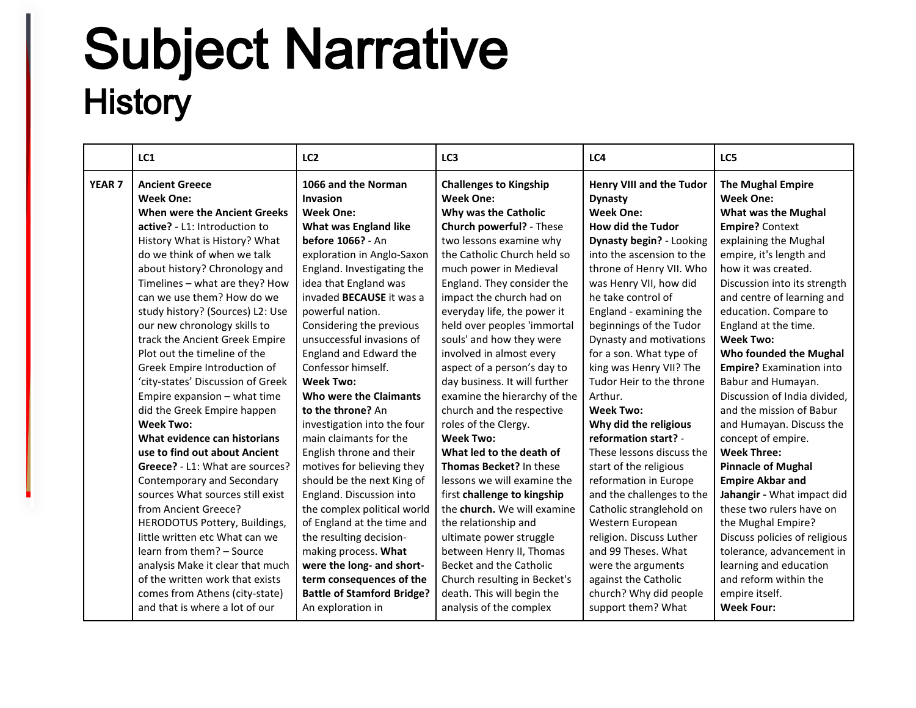# Subject Narrative

## History

| | LC1 | LC2 | LC3 | LC4 | LC5 |
|---|---|---|---|---|---|
| **YEAR 7** | **Ancient Greece**<br>**Week One:**<br>**When were the Ancient Greeks active?** - L1: Introduction to History What is History? What do we think of when we talk about history? Chronology and Timelines – what are they? How can we use them? How do we study history? (Sources) L2: Use our new chronology skills to track the Ancient Greek Empire Plot out the timeline of the Greek Empire Introduction of 'city-states' Discussion of Greek Empire expansion – what time did the Greek Empire happen<br>**Week Two:**<br>**What evidence can historians use to find out about Ancient Greece?** - L1: What are sources? Contemporary and Secondary sources What sources still exist from Ancient Greece? HERODOTUS Pottery, Buildings, little written etc What can we learn from them? – Source analysis Make it clear that much of the written work that exists comes from Athens (city-state) and that is where a lot of our | **1066 and the Norman Invasion**<br>**Week One:**<br>**What was England like before 1066?** - An exploration in Anglo-Saxon England. Investigating the idea that England was invaded **BECAUSE** it was a powerful nation. Considering the previous unsuccessful invasions of England and Edward the Confessor himself.<br>**Week Two:**<br>**Who were the Claimants to the throne?** An investigation into the four main claimants for the English throne and their motives for believing they should be the next King of England. Discussion into the complex political world of England at the time and the resulting decision-making process. **What were the long- and short-term consequences of the Battle of Stamford Bridge?** An exploration in | **Challenges to Kingship**<br>**Week One:**<br>**Why was the Catholic Church powerful?** - These two lessons examine why the Catholic Church held so much power in Medieval England. They consider the impact the church had on everyday life, the power it held over peoples 'immortal souls' and how they were involved in almost every aspect of a person's day to day business. It will further examine the hierarchy of the church and the respective roles of the Clergy.<br>**Week Two:**<br>**What led to the death of Thomas Becket?** In these lessons we will examine the first **challenge to kingship** the **church.** We will examine the relationship and ultimate power struggle between Henry II, Thomas Becket and the Catholic Church resulting in Becket's death. This will begin the analysis of the complex | **Henry VIII and the Tudor Dynasty**<br>**Week One:**<br>**How did the Tudor Dynasty begin?** - Looking into the ascension to the throne of Henry VII. Who was Henry VII, how did he take control of England - examining the beginnings of the Tudor Dynasty and motivations for a son. What type of king was Henry VII? The Tudor Heir to the throne Arthur.<br>**Week Two:**<br>**Why did the religious reformation start?** - These lessons discuss the start of the religious reformation in Europe and the challenges to the Catholic stranglehold on Western European religion. Discuss Luther and 99 Theses. What were the arguments against the Catholic church? Why did people support them? What | **The Mughal Empire**<br>**Week One:**<br>**What was the Mughal Empire?** Context explaining the Mughal empire, it's length and how it was created. Discussion into its strength and centre of learning and education. Compare to England at the time.<br>**Week Two:**<br>**Who founded the Mughal Empire?** Examination into Babur and Humayan. Discussion of India divided, and the mission of Babur and Humayan. Discuss the concept of empire.<br>**Week Three:**<br>**Pinnacle of Mughal Empire Akbar and Jahangir -** What impact did these two rulers have on the Mughal Empire? Discuss policies of religious tolerance, advancement in learning and education and reform within the empire itself.<br>**Week Four:** |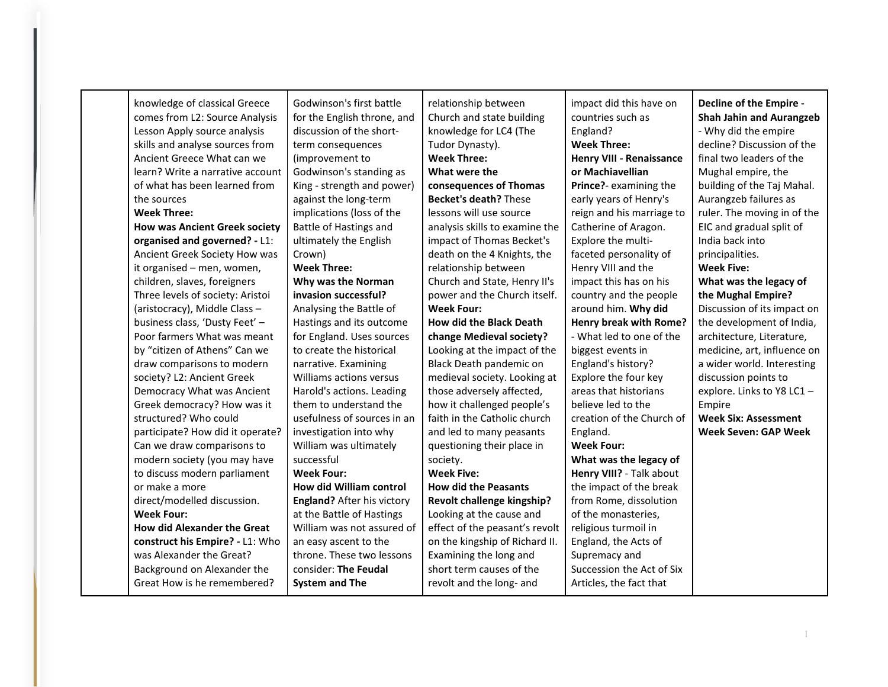|  |  |  |  |  |  |
|---|---|---|---|---|---|
|  | knowledge of classical Greece comes from L2: Source Analysis Lesson Apply source analysis skills and analyse sources from Ancient Greece What can we learn? Write a narrative account of what has been learned from the sources<br>**Week Three:**<br>**How was Ancient Greek society organised and governed? -** L1: Ancient Greek Society How was it organised – men, women, children, slaves, foreigners Three levels of society: Aristoi (aristocracy), Middle Class – business class, 'Dusty Feet' – Poor farmers What was meant by "citizen of Athens" Can we draw comparisons to modern society? L2: Ancient Greek Democracy What was Ancient Greek democracy? How was it structured? Who could participate? How did it operate? Can we draw comparisons to modern society (you may have to discuss modern parliament or make a more direct/modelled discussion.<br>**Week Four:**<br>**How did Alexander the Great construct his Empire? -** L1: Who was Alexander the Great? Background on Alexander the Great How is he remembered? | Godwinson's first battle for the English throne, and discussion of the short-term consequences (improvement to Godwinson's standing as King - strength and power) against the long-term implications (loss of the Battle of Hastings and ultimately the English Crown)<br>**Week Three:**<br>**Why was the Norman invasion successful?** Analysing the Battle of Hastings and its outcome for England. Uses sources to create the historical narrative. Examining Williams actions versus Harold's actions. Leading them to understand the usefulness of sources in an investigation into why William was ultimately successful<br>**Week Four:**<br>**How did William control England?** After his victory at the Battle of Hastings William was not assured of an easy ascent to the throne. These two lessons consider: **The Feudal System and The** | relationship between Church and state building knowledge for LC4 (The Tudor Dynasty).<br>**Week Three:**<br>**What were the consequences of Thomas Becket's death?** These lessons will use source analysis skills to examine the impact of Thomas Becket's death on the 4 Knights, the relationship between Church and State, Henry II's power and the Church itself.<br>**Week Four:**<br>**How did the Black Death change Medieval society?** Looking at the impact of the Black Death pandemic on medieval society. Looking at those adversely affected, how it challenged people's faith in the Catholic church and led to many peasants questioning their place in society.<br>**Week Five:**<br>**How did the Peasants Revolt challenge kingship?** Looking at the cause and effect of the peasant's revolt on the kingship of Richard II. Examining the long and short term causes of the revolt and the long- and | impact did this have on countries such as England?<br>**Week Three:**<br>**Henry VIII - Renaissance or Machiavellian Prince?**- examining the early years of Henry's reign and his marriage to Catherine of Aragon. Explore the multi-faceted personality of Henry VIII and the impact this has on his country and the people around him. **Why did Henry break with Rome?** - What led to one of the biggest events in England's history? Explore the four key areas that historians believe led to the creation of the Church of England.<br>**Week Four:**<br>**What was the legacy of Henry VIII?** - Talk about the impact of the break from Rome, dissolution of the monasteries, religious turmoil in England, the Acts of Supremacy and Succession the Act of Six Articles, the fact that | **Decline of the Empire - Shah Jahin and Aurangzeb** - Why did the empire decline? Discussion of the final two leaders of the Mughal empire, the building of the Taj Mahal. Aurangzeb failures as ruler. The moving in of the EIC and gradual split of India back into principalities.<br>**Week Five:**<br>**What was the legacy of the Mughal Empire?** Discussion of its impact on the development of India, architecture, Literature, medicine, art, influence on a wider world. Interesting discussion points to explore. Links to Y8 LC1 – Empire<br>**Week Six: Assessment**<br>**Week Seven: GAP Week** |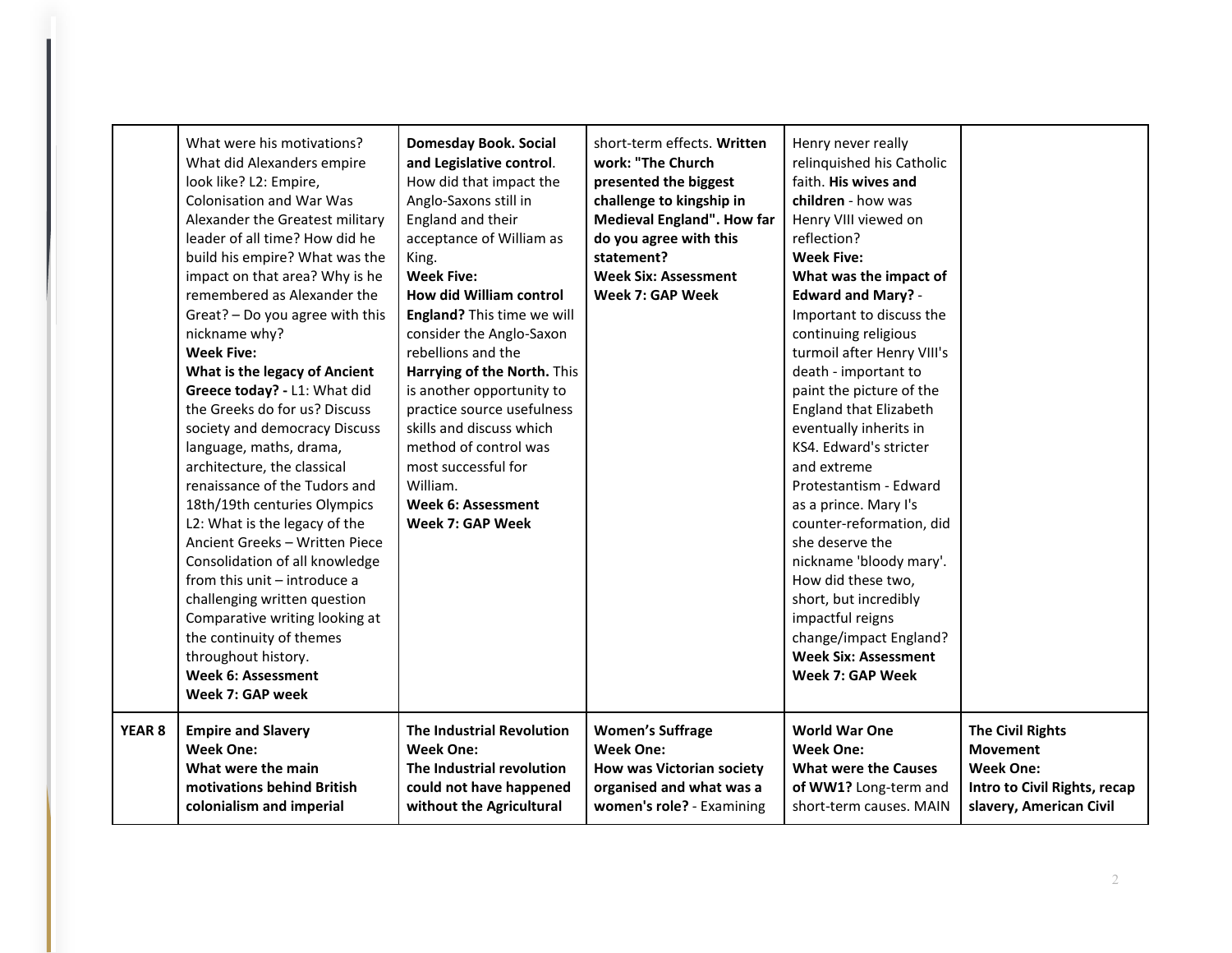| | | | | | |
|---|---|---|---|---|---|
| | What were his motivations? What did Alexanders empire look like? L2: Empire, Colonisation and War Was Alexander the Greatest military leader of all time? How did he build his empire? What was the impact on that area? Why is he remembered as Alexander the Great? – Do you agree with this nickname why?<br>**Week Five:**<br>**What is the legacy of Ancient Greece today? -** L1: What did the Greeks do for us? Discuss society and democracy Discuss language, maths, drama, architecture, the classical renaissance of the Tudors and 18th/19th centuries Olympics L2: What is the legacy of the Ancient Greeks – Written Piece Consolidation of all knowledge from this unit – introduce a challenging written question Comparative writing looking at the continuity of themes throughout history.<br>**Week 6: Assessment**<br>**Week 7: GAP week** | **Domesday Book. Social and Legislative control**. How did that impact the Anglo-Saxons still in England and their acceptance of William as King.<br>**Week Five:**<br>**How did William control England?** This time we will consider the Anglo-Saxon rebellions and the **Harrying of the North.** This is another opportunity to practice source usefulness skills and discuss which method of control was most successful for William.<br>**Week 6: Assessment**<br>**Week 7: GAP Week** | short-term effects. **Written work: "The Church presented the biggest challenge to kingship in Medieval England". How far do you agree with this statement?**<br>**Week Six: Assessment**<br>**Week 7: GAP Week** | Henry never really relinquished his Catholic faith. **His wives and children** - how was Henry VIII viewed on reflection?<br>**Week Five:**<br>**What was the impact of Edward and Mary?** - Important to discuss the continuing religious turmoil after Henry VIII's death - important to paint the picture of the England that Elizabeth eventually inherits in KS4. Edward's stricter and extreme Protestantism - Edward as a prince. Mary I's counter-reformation, did she deserve the nickname 'bloody mary'. How did these two, short, but incredibly impactful reigns change/impact England?<br>**Week Six: Assessment**<br>**Week 7: GAP Week** | |
| **YEAR 8** | **Empire and Slavery**<br>**Week One:**<br>**What were the main motivations behind British colonialism and imperial** | **The Industrial Revolution**<br>**Week One:**<br>**The Industrial revolution could not have happened without the Agricultural** | **Women's Suffrage**<br>**Week One:**<br>**How was Victorian society organised and what was a women's role?** - Examining | **World War One**<br>**Week One:**<br>**What were the Causes of WW1?** Long-term and short-term causes. MAIN | **The Civil Rights Movement**<br>**Week One:**<br>**Intro to Civil Rights, recap slavery, American Civil** |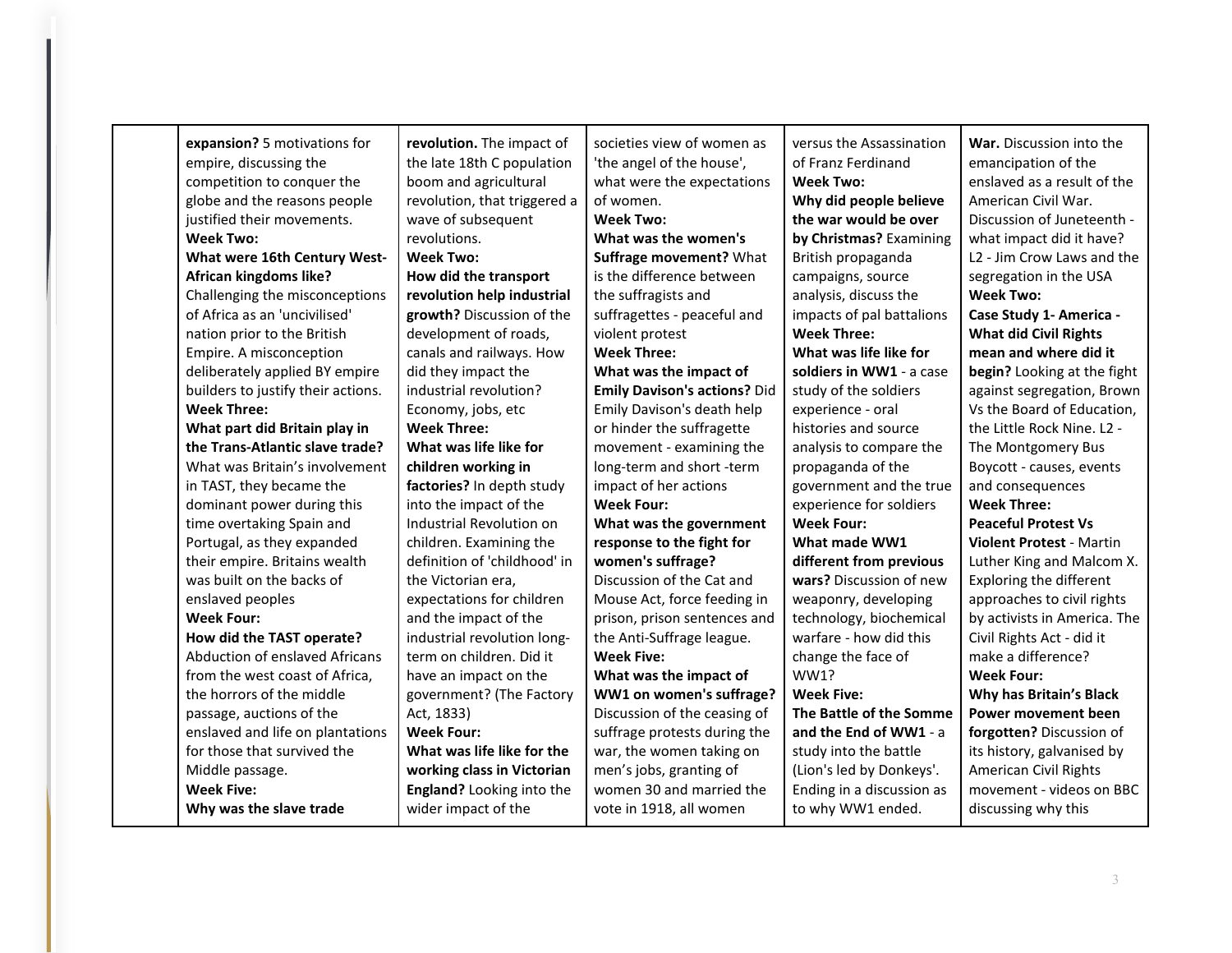| | | | | | |
|---|---|---|---|---|---|
| | **expansion?** 5 motivations for empire, discussing the competition to conquer the globe and the reasons people justified their movements.<br>**Week Two:**<br>**What were 16th Century West-African kingdoms like?** Challenging the misconceptions of Africa as an 'uncivilised' nation prior to the British Empire. A misconception deliberately applied BY empire builders to justify their actions.<br>**Week Three:**<br>**What part did Britain play in the Trans-Atlantic slave trade?** What was Britain's involvement in TAST, they became the dominant power during this time overtaking Spain and Portugal, as they expanded their empire. Britains wealth was built on the backs of enslaved peoples<br>**Week Four:**<br>**How did the TAST operate?** Abduction of enslaved Africans from the west coast of Africa, the horrors of the middle passage, auctions of the enslaved and life on plantations for those that survived the Middle passage.<br>**Week Five:**<br>**Why was the slave trade** | **revolution.** The impact of the late 18th C population boom and agricultural revolution, that triggered a wave of subsequent revolutions.<br>**Week Two:**<br>**How did the transport revolution help industrial growth?** Discussion of the development of roads, canals and railways. How did they impact the industrial revolution? Economy, jobs, etc<br>**Week Three:**<br>**What was life like for children working in factories?** In depth study into the impact of the Industrial Revolution on children. Examining the definition of 'childhood' in the Victorian era, expectations for children and the impact of the industrial revolution long-term on children. Did it have an impact on the government? (The Factory Act, 1833)<br>**Week Four:**<br>**What was life like for the working class in Victorian England?** Looking into the wider impact of the | societies view of women as 'the angel of the house', what were the expectations of women.<br>**Week Two:**<br>**What was the women's Suffrage movement?** What is the difference between the suffragists and suffragettes - peaceful and violent protest<br>**Week Three:**<br>**What was the impact of Emily Davison's actions?** Did Emily Davison's death help or hinder the suffragette movement - examining the long-term and short -term impact of her actions<br>**Week Four:**<br>**What was the government response to the fight for women's suffrage?** Discussion of the Cat and Mouse Act, force feeding in prison, prison sentences and the Anti-Suffrage league.<br>**Week Five:**<br>**What was the impact of WW1 on women's suffrage?** Discussion of the ceasing of suffrage protests during the war, the women taking on men's jobs, granting of women 30 and married the vote in 1918, all women | versus the Assassination of Franz Ferdinand<br>**Week Two:**<br>**Why did people believe the war would be over by Christmas?** Examining British propaganda campaigns, source analysis, discuss the impacts of pal battalions<br>**Week Three:**<br>**What was life like for soldiers in WW1** - a case study of the soldiers experience - oral histories and source analysis to compare the propaganda of the government and the true experience for soldiers<br>**Week Four:**<br>**What made WW1 different from previous wars?** Discussion of new weaponry, developing technology, biochemical warfare - how did this change the face of WW1?<br>**Week Five:**<br>**The Battle of the Somme and the End of WW1** - a study into the battle (Lion's led by Donkeys'. Ending in a discussion as to why WW1 ended. | **War.** Discussion into the emancipation of the enslaved as a result of the American Civil War. Discussion of Juneteenth - what impact did it have? L2 - Jim Crow Laws and the segregation in the USA<br>**Week Two:**<br>**Case Study 1- America - What did Civil Rights mean and where did it begin?** Looking at the fight against segregation, Brown Vs the Board of Education, the Little Rock Nine. L2 - The Montgomery Bus Boycott - causes, events and consequences<br>**Week Three:**<br>**Peaceful Protest Vs Violent Protest** - Martin Luther King and Malcom X. Exploring the different approaches to civil rights by activists in America. The Civil Rights Act - did it make a difference?<br>**Week Four:**<br>**Why has Britain's Black Power movement been forgotten?** Discussion of its history, galvanised by American Civil Rights movement - videos on BBC discussing why this |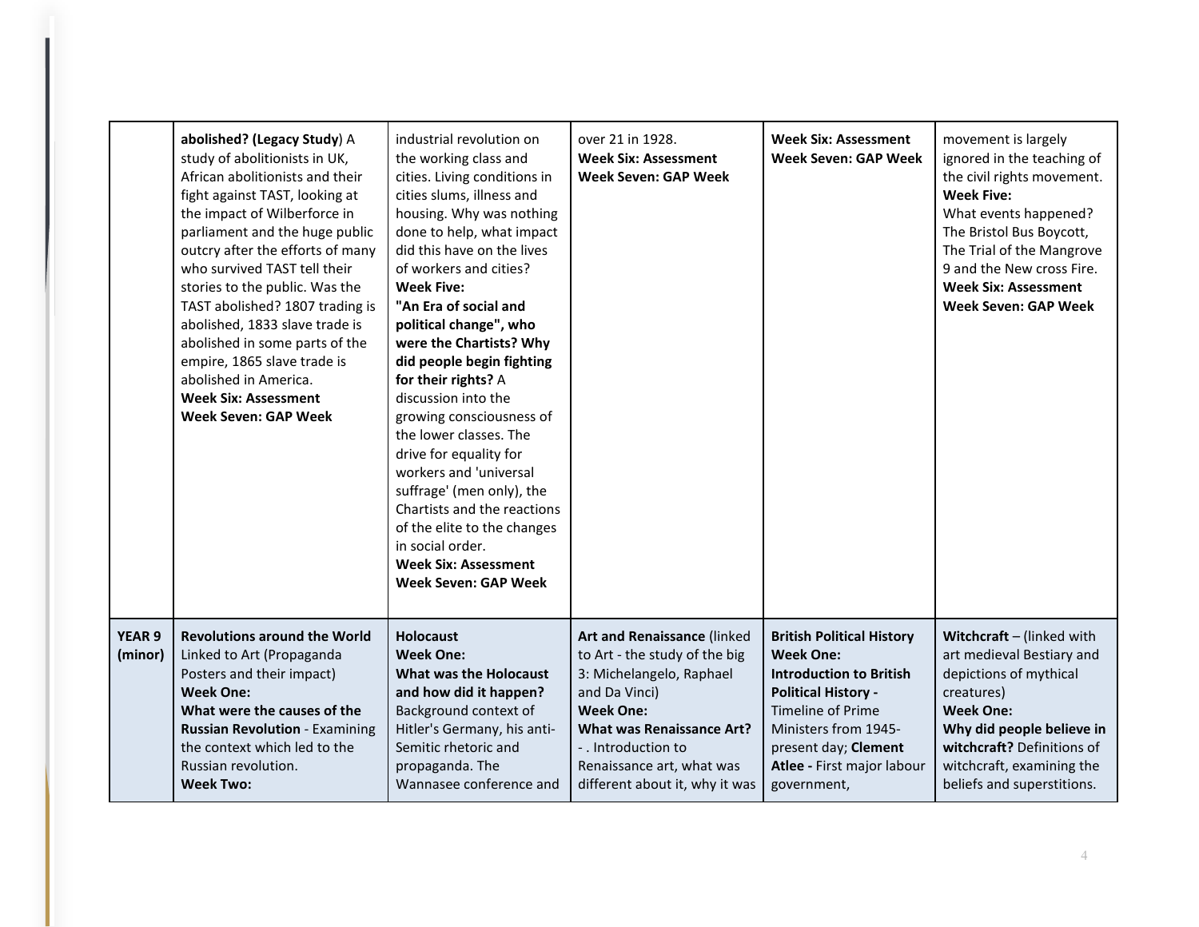| | | | | | |
|---|---|---|---|---|---|
| | **abolished? (Legacy Study**) A study of abolitionists in UK, African abolitionists and their fight against TAST, looking at the impact of Wilberforce in parliament and the huge public outcry after the efforts of many who survived TAST tell their stories to the public. Was the TAST abolished? 1807 trading is abolished, 1833 slave trade is abolished in some parts of the empire, 1865 slave trade is abolished in America.<br>**Week Six: Assessment**<br>**Week Seven: GAP Week** | industrial revolution on the working class and cities. Living conditions in cities slums, illness and housing. Why was nothing done to help, what impact did this have on the lives of workers and cities?<br>**Week Five:**<br>**"An Era of social and political change", who were the Chartists? Why did people begin fighting for their rights?** A discussion into the growing consciousness of the lower classes. The drive for equality for workers and 'universal suffrage' (men only), the Chartists and the reactions of the elite to the changes in social order.<br>**Week Six: Assessment**<br>**Week Seven: GAP Week** | over 21 in 1928.<br>**Week Six: Assessment**<br>**Week Seven: GAP Week** | **Week Six: Assessment**<br>**Week Seven: GAP Week** | movement is largely ignored in the teaching of the civil rights movement.<br>**Week Five:**<br>What events happened? The Bristol Bus Boycott, The Trial of the Mangrove 9 and the New cross Fire.<br>**Week Six: Assessment**<br>**Week Seven: GAP Week** |
| **YEAR 9 (minor)** | **Revolutions around the World** Linked to Art (Propaganda Posters and their impact)<br>**Week One:**<br>**What were the causes of the Russian Revolution** - Examining the context which led to the Russian revolution.<br>**Week Two:** | **Holocaust**<br>**Week One:**<br>**What was the Holocaust and how did it happen?** Background context of Hitler's Germany, his anti-Semitic rhetoric and propaganda. The Wannasee conference and | **Art and Renaissance** (linked to Art - the study of the big 3: Michelangelo, Raphael and Da Vinci)<br>**Week One:**<br>**What was Renaissance Art?** - . Introduction to Renaissance art, what was different about it, why it was | **British Political History**<br>**Week One:**<br>**Introduction to British Political History -** Timeline of Prime Ministers from 1945-present day; **Clement Atlee -** First major labour government, | **Witchcraft** – (linked with art medieval Bestiary and depictions of mythical creatures)<br>**Week One:**<br>**Why did people believe in witchcraft?** Definitions of witchcraft, examining the beliefs and superstitions. |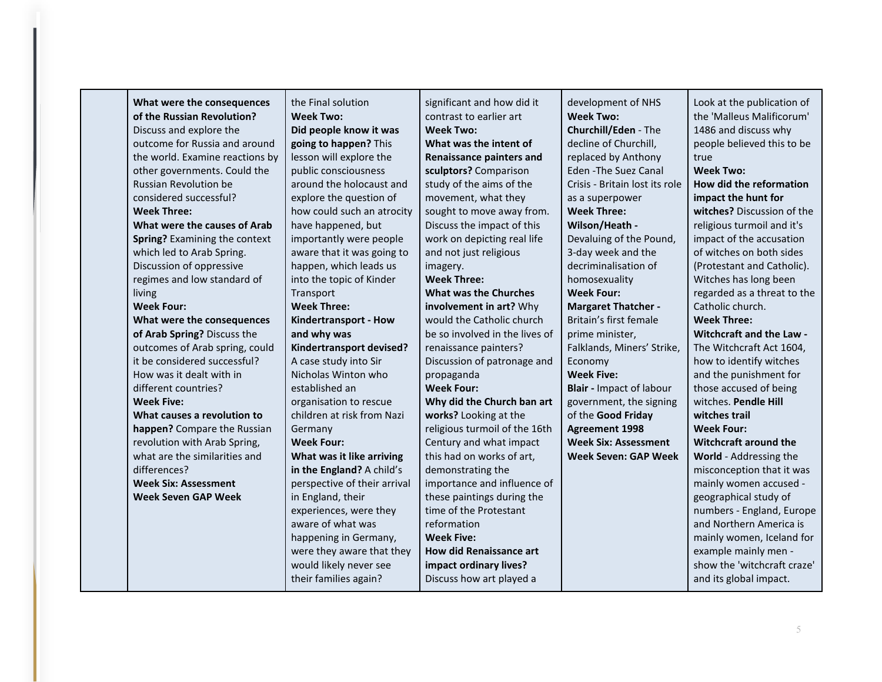| | | | | | |
|---|---|---|---|---|---|
| | **What were the consequences of the Russian Revolution?** Discuss and explore the outcome for Russia and around the world. Examine reactions by other governments. Could the Russian Revolution be considered successful?<br>**Week Three:**<br>**What were the causes of Arab Spring?** Examining the context which led to Arab Spring. Discussion of oppressive regimes and low standard of living<br>**Week Four:**<br>**What were the consequences of Arab Spring?** Discuss the outcomes of Arab spring, could it be considered successful? How was it dealt with in different countries?<br>**Week Five:**<br>**What causes a revolution to happen?** Compare the Russian revolution with Arab Spring, what are the similarities and differences?<br>**Week Six: Assessment**<br>**Week Seven GAP Week** | the Final solution<br>**Week Two:**<br>**Did people know it was going to happen?** This lesson will explore the public consciousness around the holocaust and explore the question of how could such an atrocity have happened, but importantly were people aware that it was going to happen, which leads us into the topic of Kinder Transport<br>**Week Three:**<br>**Kindertransport - How and why was Kindertransport devised?** A case study into Sir Nicholas Winton who established an organisation to rescue children at risk from Nazi Germany<br>**Week Four:**<br>**What was it like arriving in the England?** A child's perspective of their arrival in England, their experiences, were they aware of what was happening in Germany, were they aware that they would likely never see their families again? | significant and how did it contrast to earlier art<br>**Week Two:**<br>**What was the intent of Renaissance painters and sculptors?** Comparison study of the aims of the movement, what they sought to move away from. Discuss the impact of this work on depicting real life and not just religious imagery.<br>**Week Three:**<br>**What was the Churches involvement in art?** Why would the Catholic church be so involved in the lives of renaissance painters? Discussion of patronage and propaganda<br>**Week Four:**<br>**Why did the Church ban art works?** Looking at the religious turmoil of the 16th Century and what impact this had on works of art, demonstrating the importance and influence of these paintings during the time of the Protestant reformation<br>**Week Five:**<br>**How did Renaissance art impact ordinary lives?** Discuss how art played a | development of NHS<br>**Week Two:**<br>**Churchill/Eden** - The decline of Churchill, replaced by Anthony Eden -The Suez Canal Crisis - Britain lost its role as a superpower<br>**Week Three:**<br>**Wilson/Heath -** Devaluing of the Pound, 3-day week and the decriminalisation of homosexuality<br>**Week Four:**<br>**Margaret Thatcher -** Britain's first female prime minister, Falklands, Miners' Strike, Economy<br>**Week Five:**<br>**Blair -** Impact of labour government, the signing of the **Good Friday Agreement 1998**<br>**Week Six: Assessment**<br>**Week Seven: GAP Week** | Look at the publication of the 'Malleus Malificorum' 1486 and discuss why people believed this to be true<br>**Week Two:**<br>**How did the reformation impact the hunt for witches?** Discussion of the religious turmoil and it's impact of the accusation of witches on both sides (Protestant and Catholic). Witches has long been regarded as a threat to the Catholic church.<br>**Week Three:**<br>**Witchcraft and the Law -** The Witchcraft Act 1604, how to identify witches and the punishment for those accused of being witches. **Pendle Hill witches trail**<br>**Week Four:**<br>**Witchcraft around the World** - Addressing the misconception that it was mainly women accused - geographical study of numbers - England, Europe and Northern America is mainly women, Iceland for example mainly men - show the 'witchcraft craze' and its global impact. |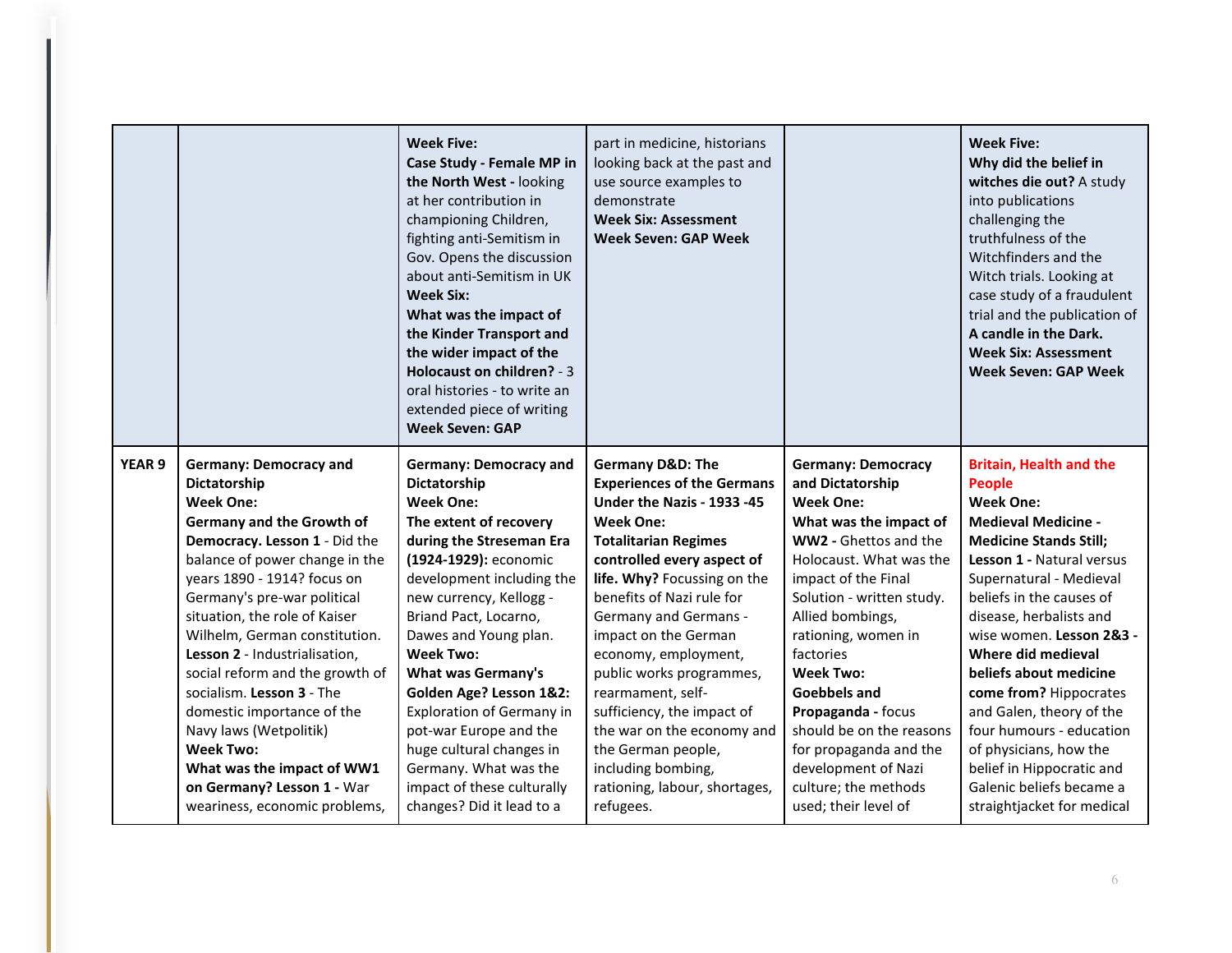| | | | | | |
|---|---|---|---|---|---|
| | | **Week Five: Case Study - Female MP in the North West -** looking at her contribution in championing Children, fighting anti-Semitism in Gov. Opens the discussion about anti-Semitism in UK **Week Six: What was the impact of the Kinder Transport and the wider impact of the Holocaust on children?** - 3 oral histories - to write an extended piece of writing **Week Seven: GAP** | part in medicine, historians looking back at the past and use source examples to demonstrate **Week Six: Assessment** **Week Seven: GAP Week** | | **Week Five: Why did the belief in witches die out?** A study into publications challenging the truthfulness of the Witchfinders and the Witch trials. Looking at case study of a fraudulent trial and the publication of **A candle in the Dark.** **Week Six: Assessment** **Week Seven: GAP Week** |
| **YEAR 9** | **Germany: Democracy and Dictatorship** **Week One: Germany and the Growth of Democracy. Lesson 1** - Did the balance of power change in the years 1890 - 1914? focus on Germany's pre-war political situation, the role of Kaiser Wilhelm, German constitution. **Lesson 2** - Industrialisation, social reform and the growth of socialism. **Lesson 3** - The domestic importance of the Navy laws (Wetpolitik) **Week Two: What was the impact of WW1 on Germany? Lesson 1 -** War weariness, economic problems, | **Germany: Democracy and Dictatorship** **Week One: The extent of recovery during the Streseman Era (1924-1929):** economic development including the new currency, Kellogg - Briand Pact, Locarno, Dawes and Young plan. **Week Two: What was Germany's Golden Age? Lesson 1&2:** Exploration of Germany in pot-war Europe and the huge cultural changes in Germany. What was the impact of these culturally changes? Did it lead to a | **Germany D&D: The Experiences of the Germans Under the Nazis - 1933 -45** **Week One: Totalitarian Regimes controlled every aspect of life. Why?** Focussing on the benefits of Nazi rule for Germany and Germans - impact on the German economy, employment, public works programmes, rearmament, self-sufficiency, the impact of the war on the economy and the German people, including bombing, rationing, labour, shortages, refugees. | **Germany: Democracy and Dictatorship** **Week One: What was the impact of WW2 -** Ghettos and the Holocaust. What was the impact of the Final Solution - written study. Allied bombings, rationing, women in factories **Week Two: Goebbels and Propaganda -** focus should be on the reasons for propaganda and the development of Nazi culture; the methods used; their level of | **Britain, Health and the People** **Week One: Medieval Medicine - Medicine Stands Still; Lesson 1 -** Natural versus Supernatural - Medieval beliefs in the causes of disease, herbalists and wise women. **Lesson 2&3 - Where did medieval beliefs about medicine come from?** Hippocrates and Galen, theory of the four humours - education of physicians, how the belief in Hippocratic and Galenic beliefs became a straightjacket for medical |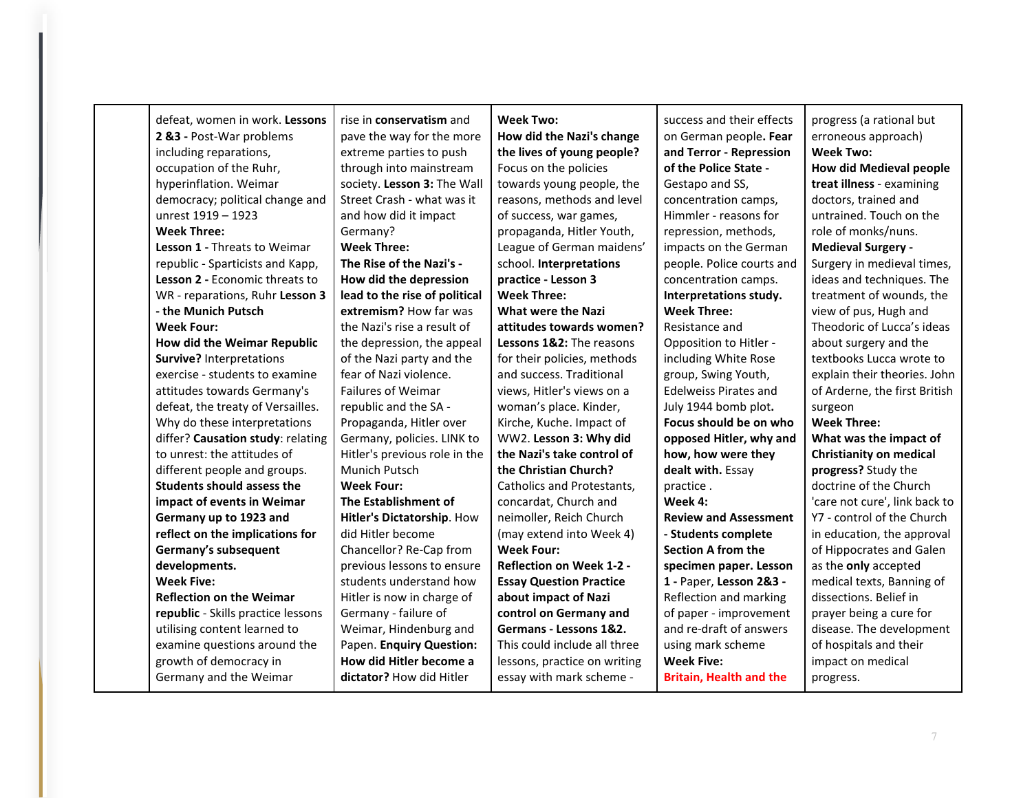| | | | | | |
|---|---|---|---|---|---|
| | defeat, women in work. **Lessons 2 &3 -** Post-War problems including reparations, occupation of the Ruhr, hyperinflation. Weimar democracy; political change and unrest 1919 – 1923 **Week Three:** **Lesson 1 -** Threats to Weimar republic - Sparticists and Kapp, **Lesson 2 -** Economic threats to WR - reparations, Ruhr **Lesson 3 - the Munich Putsch** **Week Four:** **How did the Weimar Republic Survive?** Interpretations exercise - students to examine attitudes towards Germany's defeat, the treaty of Versailles. Why do these interpretations differ? **Causation study**: relating to unrest: the attitudes of different people and groups. **Students should assess the impact of events in Weimar Germany up to 1923 and reflect on the implications for Germany's subsequent developments.** **Week Five:** **Reflection on the Weimar republic** - Skills practice lessons utilising content learned to examine questions around the growth of democracy in Germany and the Weimar | rise in **conservatism** and pave the way for the more extreme parties to push through into mainstream society. **Lesson 3:** The Wall Street Crash - what was it and how did it impact Germany? **Week Three:** **The Rise of the Nazi's - How did the depression lead to the rise of political extremism?** How far was the Nazi's rise a result of the depression, the appeal of the Nazi party and the fear of Nazi violence. Failures of Weimar republic and the SA - Propaganda, Hitler over Germany, policies. LINK to Hitler's previous role in the Munich Putsch **Week Four:** **The Establishment of Hitler's Dictatorship**. How did Hitler become Chancellor? Re-Cap from previous lessons to ensure students understand how Hitler is now in charge of Germany - failure of Weimar, Hindenburg and Papen. **Enquiry Question: How did Hitler become a dictator?** How did Hitler | **Week Two:** **How did the Nazi's change the lives of young people?** Focus on the policies towards young people, the reasons, methods and level of success, war games, propaganda, Hitler Youth, League of German maidens' school. **Interpretations practice - Lesson 3** **Week Three:** **What were the Nazi attitudes towards women?** **Lessons 1&2:** The reasons for their policies, methods and success. Traditional views, Hitler's views on a woman's place. Kinder, Kirche, Kuche. Impact of WW2. **Lesson 3: Why did the Nazi's take control of the Christian Church?** Catholics and Protestants, concardat, Church and neimoller, Reich Church (may extend into Week 4) **Week Four:** **Reflection on Week 1-2 - Essay Question Practice about impact of Nazi control on Germany and Germans - Lessons 1&2.** This could include all three lessons, practice on writing essay with mark scheme - | success and their effects on German people**. Fear and Terror - Repression of the Police State -** Gestapo and SS, concentration camps, Himmler - reasons for repression, methods, impacts on the German people. Police courts and concentration camps. **Interpretations study.** **Week Three:** Resistance and Opposition to Hitler - including White Rose group, Swing Youth, Edelweiss Pirates and July 1944 bomb plot**.** **Focus should be on who opposed Hitler, why and how, how were they dealt with.** Essay practice . **Week 4:** **Review and Assessment - Students complete Section A from the specimen paper. Lesson 1 -** Paper, **Lesson 2&3 -** Reflection and marking of paper - improvement and re-draft of answers using mark scheme **Week Five:** **Britain, Health and the** | progress (a rational but erroneous approach) **Week Two:** **How did Medieval people treat illness** - examining doctors, trained and untrained. Touch on the role of monks/nuns. **Medieval Surgery -** Surgery in medieval times, ideas and techniques. The treatment of wounds, the view of pus, Hugh and Theodoric of Lucca's ideas about surgery and the textbooks Lucca wrote to explain their theories. John of Arderne, the first British surgeon **Week Three:** **What was the impact of Christianity on medical progress?** Study the doctrine of the Church 'care not cure', link back to Y7 - control of the Church in education, the approval of Hippocrates and Galen as the **only** accepted medical texts, Banning of dissections. Belief in prayer being a cure for disease. The development of hospitals and their impact on medical progress. |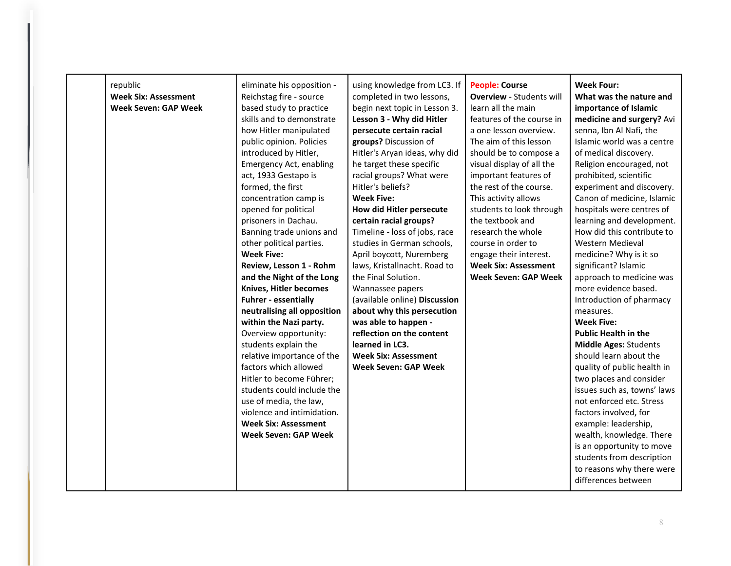| | | | | | |
|---|---|---|---|---|---|
| | republic<br>**Week Six: Assessment**<br>**Week Seven: GAP Week** | eliminate his opposition - Reichstag fire - source based study to practice skills and to demonstrate how Hitler manipulated public opinion. Policies introduced by Hitler, Emergency Act, enabling act, 1933 Gestapo is formed, the first concentration camp is opened for political prisoners in Dachau. Banning trade unions and other political parties.<br>**Week Five:**<br>**Review, Lesson 1 - Rohm and the Night of the Long Knives, Hitler becomes Fuhrer - essentially neutralising all opposition within the Nazi party.** Overview opportunity: students explain the relative importance of the factors which allowed Hitler to become Führer; students could include the use of media, the law, violence and intimidation.<br>**Week Six: Assessment**<br>**Week Seven: GAP Week** | using knowledge from LC3. If completed in two lessons, begin next topic in Lesson 3.<br>**Lesson 3 - Why did Hitler persecute certain racial groups?** Discussion of Hitler's Aryan ideas, why did he target these specific racial groups? What were Hitler's beliefs?<br>**Week Five:**<br>**How did Hitler persecute certain racial groups?** Timeline - loss of jobs, race studies in German schools, April boycott, Nuremberg laws, Kristallnacht. Road to the Final Solution. Wannassee papers (available online) **Discussion about why this persecution was able to happen - reflection on the content learned in LC3.**<br>**Week Six: Assessment**<br>**Week Seven: GAP Week** | **People: Course Overview** - Students will learn all the main features of the course in a one lesson overview. The aim of this lesson should be to compose a visual display of all the important features of the rest of the course. This activity allows students to look through the textbook and research the whole course in order to engage their interest.<br>**Week Six: Assessment**<br>**Week Seven: GAP Week** | **Week Four:**<br>**What was the nature and importance of Islamic medicine and surgery?** Avi senna, Ibn Al Nafi, the Islamic world was a centre of medical discovery. Religion encouraged, not prohibited, scientific experiment and discovery. Canon of medicine, Islamic hospitals were centres of learning and development. How did this contribute to Western Medieval medicine? Why is it so significant? Islamic approach to medicine was more evidence based. Introduction of pharmacy measures.<br>**Week Five:**<br>**Public Health in the Middle Ages:** Students should learn about the quality of public health in two places and consider issues such as, towns' laws not enforced etc. Stress factors involved, for example: leadership, wealth, knowledge. There is an opportunity to move students from description to reasons why there were differences between |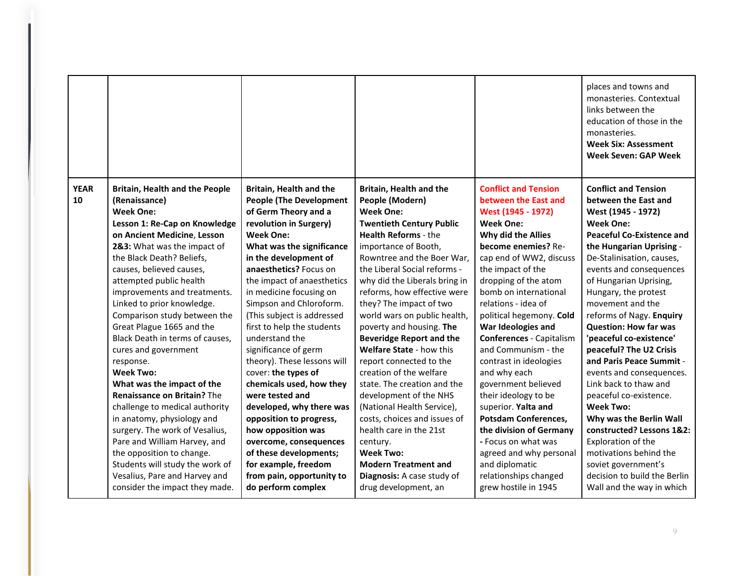| | | | | | |
|---|---|---|---|---|---|
| | | | | | places and towns and monasteries. Contextual links between the education of those in the monasteries. **Week Six: Assessment** **Week Seven: GAP Week** |
| **YEAR 10** | **Britain, Health and the People (Renaissance)** **Week One:** **Lesson 1: Re-Cap on Knowledge on Ancient Medicine**, **Lesson 2&3:** What was the impact of the Black Death? Beliefs, causes, believed causes, attempted public health improvements and treatments. Linked to prior knowledge. Comparison study between the Great Plague 1665 and the Black Death in terms of causes, cures and government response. **Week Two:** **What was the impact of the Renaissance on Britain?** The challenge to medical authority in anatomy, physiology and surgery. The work of Vesalius, Pare and William Harvey, and the opposition to change. Students will study the work of Vesalius, Pare and Harvey and consider the impact they made. | **Britain, Health and the People (The Development of Germ Theory and a revolution in Surgery)** **Week One:** **What was the significance in the development of anaesthetics?** Focus on the impact of anaesthetics in medicine focusing on Simpson and Chloroform. (This subject is addressed first to help the students understand the significance of germ theory). These lessons will cover: **the types of chemicals used, how they were tested and developed, why there was opposition to progress, how opposition was overcome, consequences of these developments; for example, freedom from pain, opportunity to do perform complex** | **Britain, Health and the People (Modern)** **Week One:** **Twentieth Century Public Health Reforms** - the importance of Booth, Rowntree and the Boer War, the Liberal Social reforms - why did the Liberals bring in reforms, how effective were they? The impact of two world wars on public health, poverty and housing. **The Beveridge Report and the Welfare State** - how this report connected to the creation of the welfare state. The creation and the development of the NHS (National Health Service), costs, choices and issues of health care in the 21st century. **Week Two:** **Modern Treatment and Diagnosis:** A case study of drug development, an | **Conflict and Tension between the East and West (1945 - 1972)** **Week One:** **Why did the Allies become enemies?** Re-cap end of WW2, discuss the impact of the dropping of the atom bomb on international relations - idea of political hegemony. **Cold War Ideologies and Conferences** - Capitalism and Communism - the contrast in ideologies and why each government believed their ideology to be superior. **Yalta and Potsdam Conferences, the division of Germany** - Focus on what was agreed and why personal and diplomatic relationships changed grew hostile in 1945 | **Conflict and Tension between the East and West (1945 - 1972)** **Week One:** **Peaceful Co-Existence and the Hungarian Uprising** - De-Stalinisation, causes, events and consequences of Hungarian Uprising, Hungary, the protest movement and the reforms of Nagy. **Enquiry Question: How far was 'peaceful co-existence' peaceful? The U2 Crisis and Paris Peace Summit** - events and consequences. Link back to thaw and peaceful co-existence. **Week Two:** **Why was the Berlin Wall constructed? Lessons 1&2:** Exploration of the motivations behind the soviet government's decision to build the Berlin Wall and the way in which |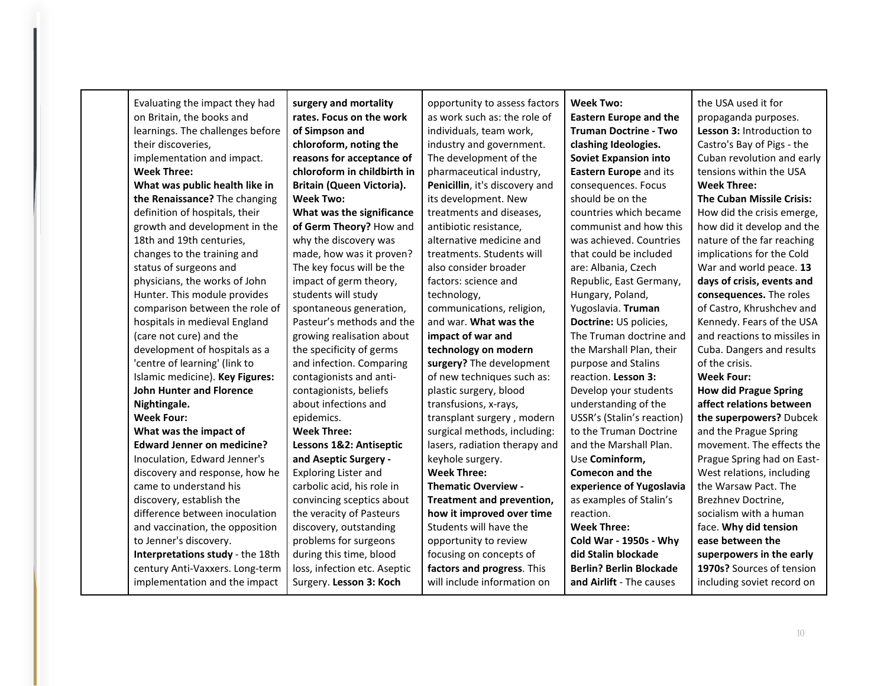| | | | | | |
|---|---|---|---|---|---|
| | Evaluating the impact they had on Britain, the books and learnings. The challenges before their discoveries, implementation and impact. **Week Three:** **What was public health like in the Renaissance?** The changing definition of hospitals, their growth and development in the 18th and 19th centuries, changes to the training and status of surgeons and physicians, the works of John Hunter. This module provides comparison between the role of hospitals in medieval England (care not cure) and the development of hospitals as a 'centre of learning' (link to Islamic medicine). **Key Figures: John Hunter and Florence Nightingale.** **Week Four:** **What was the impact of Edward Jenner on medicine?** Inoculation, Edward Jenner's discovery and response, how he came to understand his discovery, establish the difference between inoculation and vaccination, the opposition to Jenner's discovery. **Interpretations study** - the 18th century Anti-Vaxxers. Long-term implementation and the impact | **surgery and mortality rates. Focus on the work of Simpson and chloroform, noting the reasons for acceptance of chloroform in childbirth in Britain (Queen Victoria).** **Week Two:** **What was the significance of Germ Theory?** How and why the discovery was made, how was it proven? The key focus will be the impact of germ theory, students will study spontaneous generation, Pasteur's methods and the growing realisation about the specificity of germs and infection. Comparing contagionists and anti-contagionists, beliefs about infections and epidemics. **Week Three:** **Lessons 1&2: Antiseptic and Aseptic Surgery -** Exploring Lister and carbolic acid, his role in convincing sceptics about the veracity of Pasteurs discovery, outstanding problems for surgeons during this time, blood loss, infection etc. Aseptic Surgery. **Lesson 3: Koch** | opportunity to assess factors as work such as: the role of individuals, team work, industry and government. The development of the pharmaceutical industry, **Penicillin**, it's discovery and its development. New treatments and diseases, antibiotic resistance, alternative medicine and treatments. Students will also consider broader factors: science and technology, communications, religion, and war. **What was the impact of war and technology on modern surgery?** The development of new techniques such as: plastic surgery, blood transfusions, x-rays, transplant surgery , modern surgical methods, including: lasers, radiation therapy and keyhole surgery. **Week Three:** **Thematic Overview - Treatment and prevention, how it improved over time** Students will have the opportunity to review focusing on concepts of **factors and progress**. This will include information on | **Week Two:** **Eastern Europe and the Truman Doctrine - Two clashing Ideologies. Soviet Expansion into Eastern Europe** and its consequences. Focus should be on the countries which became communist and how this was achieved. Countries that could be included are: Albania, Czech Republic, East Germany, Hungary, Poland, Yugoslavia. **Truman Doctrine:** US policies, The Truman doctrine and the Marshall Plan, their purpose and Stalins reaction. **Lesson 3:** Develop your students understanding of the USSR's (Stalin's reaction) to the Truman Doctrine and the Marshall Plan. Use **Cominform, Comecon and the experience of Yugoslavia** as examples of Stalin's reaction. **Week Three:** **Cold War - 1950s - Why did Stalin blockade Berlin? Berlin Blockade and Airlift** - The causes | the USA used it for propaganda purposes. **Lesson 3:** Introduction to Castro's Bay of Pigs - the Cuban revolution and early tensions within the USA **Week Three:** **The Cuban Missile Crisis:** How did the crisis emerge, how did it develop and the nature of the far reaching implications for the Cold War and world peace. **13 days of crisis, events and consequences.** The roles of Castro, Khrushchev and Kennedy. Fears of the USA and reactions to missiles in Cuba. Dangers and results of the crisis. **Week Four:** **How did Prague Spring affect relations between the superpowers?** Dubcek and the Prague Spring movement. The effects the Prague Spring had on East-West relations, including the Warsaw Pact. The Brezhnev Doctrine, socialism with a human face. **Why did tension ease between the superpowers in the early 1970s?** Sources of tension including soviet record on |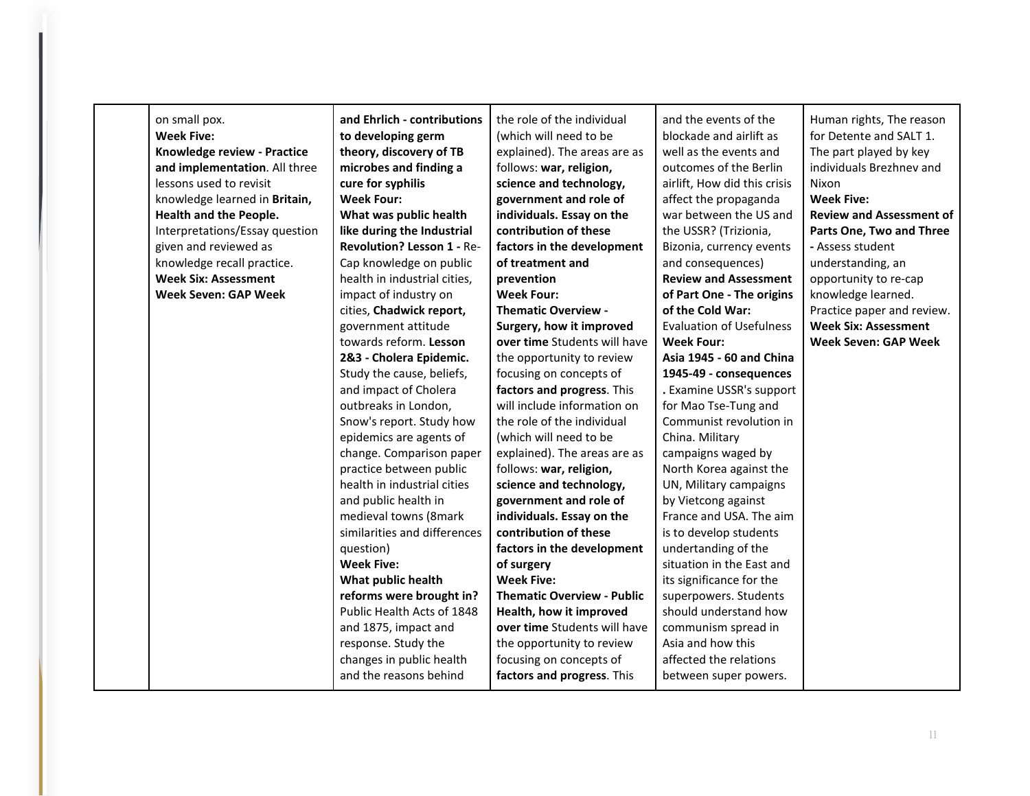| | | | | | |
|---|---|---|---|---|---|
| | on small pox.<br>**Week Five:**<br>**Knowledge review - Practice and implementation**. All three lessons used to revisit knowledge learned in **Britain, Health and the People.** Interpretations/Essay question given and reviewed as knowledge recall practice.<br>**Week Six: Assessment**<br>**Week Seven: GAP Week** | **and Ehrlich - contributions to developing germ theory, discovery of TB microbes and finding a cure for syphilis**<br>**Week Four:**<br>**What was public health like during the Industrial Revolution? Lesson 1 -** Re-Cap knowledge on public health in industrial cities, impact of industry on cities, **Chadwick report,** government attitude towards reform. **Lesson 2&3 - Cholera Epidemic.** Study the cause, beliefs, and impact of Cholera outbreaks in London, Snow's report. Study how epidemics are agents of change. Comparison paper practice between public health in industrial cities and public health in medieval towns (8mark similarities and differences question)<br>**Week Five:**<br>**What public health reforms were brought in?** Public Health Acts of 1848 and 1875, impact and response. Study the changes in public health and the reasons behind | the role of the individual (which will need to be explained). The areas are as follows: **war, religion, science and technology, government and role of individuals. Essay on the contribution of these factors in the development of treatment and prevention**<br>**Week Four:**<br>**Thematic Overview - Surgery, how it improved over time** Students will have the opportunity to review focusing on concepts of **factors and progress**. This will include information on the role of the individual (which will need to be explained). The areas are as follows: **war, religion, science and technology, government and role of individuals. Essay on the contribution of these factors in the development of surgery**<br>**Week Five:**<br>**Thematic Overview - Public Health, how it improved over time** Students will have the opportunity to review focusing on concepts of **factors and progress**. This | and the events of the blockade and airlift as well as the events and outcomes of the Berlin airlift, How did this crisis affect the propaganda war between the US and the USSR? (Trizionia, Bizonia, currency events and consequences)<br>**Review and Assessment of Part One - The origins of the Cold War:** Evaluation of Usefulness<br>**Week Four:**<br>**Asia 1945 - 60 and China 1945-49 - consequences .** Examine USSR's support for Mao Tse-Tung and Communist revolution in China. Military campaigns waged by North Korea against the UN, Military campaigns by Vietcong against France and USA. The aim is to develop students undertanding of the situation in the East and its significance for the superpowers. Students should understand how communism spread in Asia and how this affected the relations between super powers. | Human rights, The reason for Detente and SALT 1. The part played by key individuals Brezhnev and Nixon<br>**Week Five:**<br>**Review and Assessment of Parts One, Two and Three -** Assess student understanding, an opportunity to re-cap knowledge learned. Practice paper and review.<br>**Week Six: Assessment**<br>**Week Seven: GAP Week** |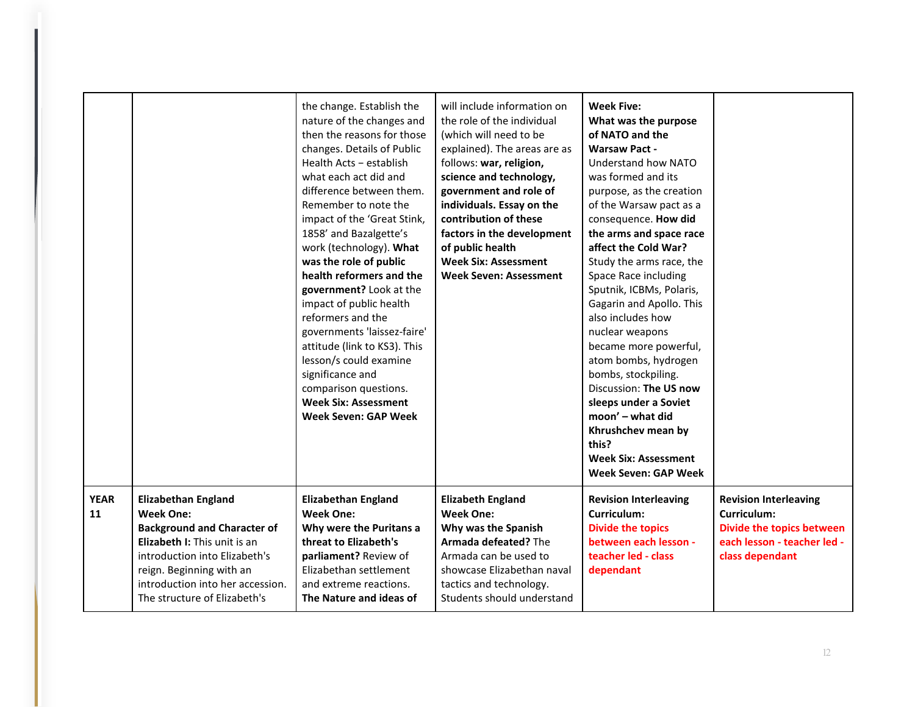| | | | | | |
|---|---|---|---|---|---|
| | | the change. Establish the nature of the changes and then the reasons for those changes. Details of Public Health Acts – establish what each act did and difference between them. Remember to note the impact of the 'Great Stink, 1858' and Bazalgette's work (technology). **What was the role of public health reformers and the government?** Look at the impact of public health reformers and the governments 'laissez-faire' attitude (link to KS3). This lesson/s could examine significance and comparison questions. **Week Six: Assessment** **Week Seven: GAP Week** | will include information on the role of the individual (which will need to be explained). The areas are as follows: **war, religion, science and technology, government and role of individuals. Essay on the contribution of these factors in the development of public health** **Week Six: Assessment** **Week Seven: Assessment** | **Week Five: What was the purpose of NATO and the Warsaw Pact -** Understand how NATO was formed and its purpose, as the creation of the Warsaw pact as a consequence. **How did the arms and space race affect the Cold War?** Study the arms race, the Space Race including Sputnik, ICBMs, Polaris, Gagarin and Apollo. This also includes how nuclear weapons became more powerful, atom bombs, hydrogen bombs, stockpiling. Discussion: **The US now sleeps under a Soviet moon' – what did Khrushchev mean by this?** **Week Six: Assessment** **Week Seven: GAP Week** | |
| **YEAR 11** | **Elizabethan England** **Week One:** **Background and Character of Elizabeth I:** This unit is an introduction into Elizabeth's reign. Beginning with an introduction into her accession. The structure of Elizabeth's | **Elizabethan England** **Week One:** **Why were the Puritans a threat to Elizabeth's parliament?** Review of Elizabethan settlement and extreme reactions. **The Nature and ideas of** | **Elizabeth England** **Week One:** **Why was the Spanish Armada defeated?** The Armada can be used to showcase Elizabethan naval tactics and technology. Students should understand | **Revision Interleaving Curriculum:** **Divide the topics between each lesson - teacher led - class dependant** | **Revision Interleaving Curriculum:** **Divide the topics between each lesson - teacher led - class dependant** |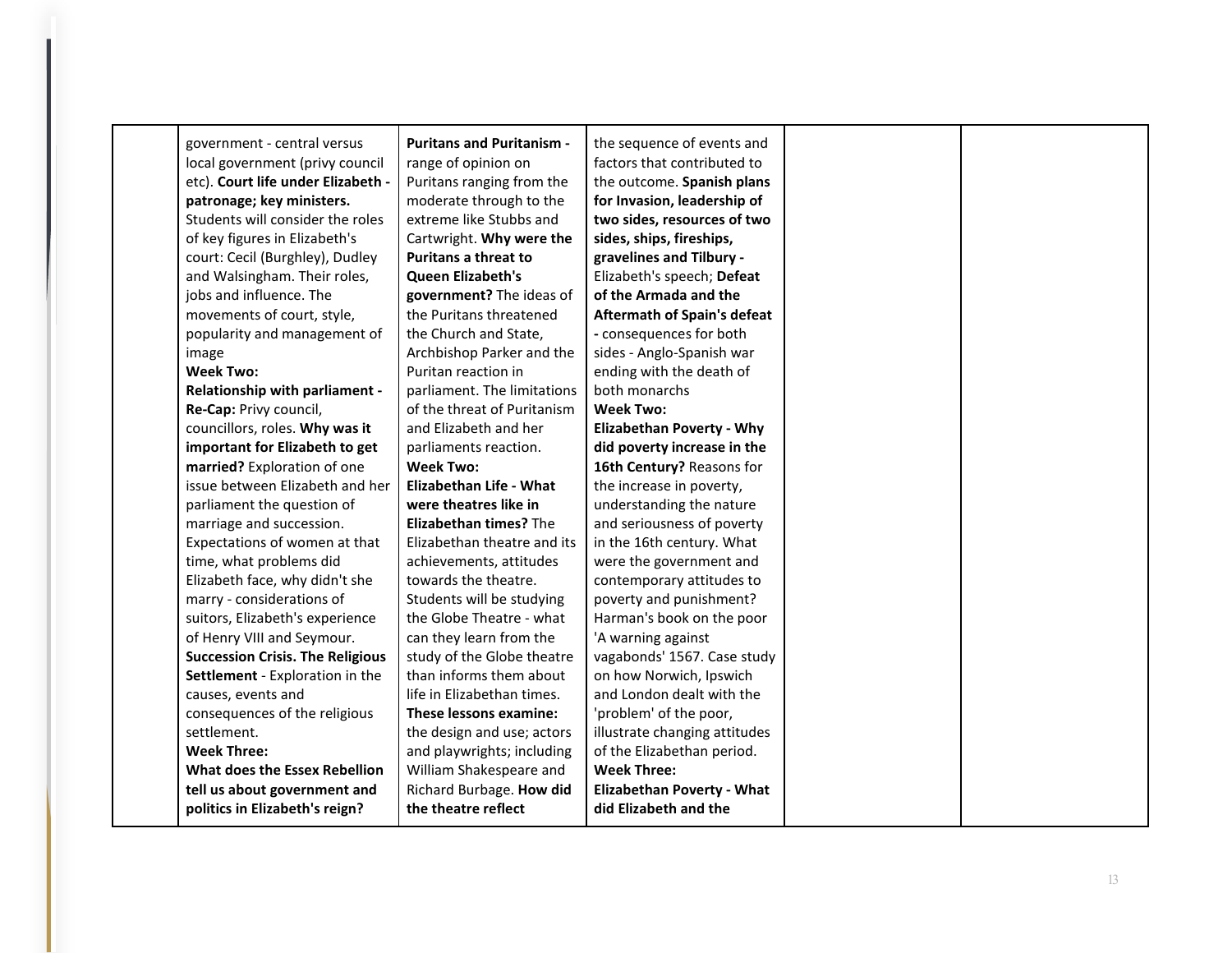| | | | | | |
|---|---|---|---|---|---|
| | government - central versus local government (privy council etc). **Court life under Elizabeth - patronage; key ministers.** Students will consider the roles of key figures in Elizabeth's court: Cecil (Burghley), Dudley and Walsingham. Their roles, jobs and influence. The movements of court, style, popularity and management of image<br>**Week Two:**<br>**Relationship with parliament - Re-Cap:** Privy council, councillors, roles. **Why was it important for Elizabeth to get married?** Exploration of one issue between Elizabeth and her parliament the question of marriage and succession. Expectations of women at that time, what problems did Elizabeth face, why didn't she marry - considerations of suitors, Elizabeth's experience of Henry VIII and Seymour. **Succession Crisis. The Religious Settlement** - Exploration in the causes, events and consequences of the religious settlement.<br>**Week Three:**<br>**What does the Essex Rebellion tell us about government and politics in Elizabeth's reign?** | **Puritans and Puritanism -** range of opinion on Puritans ranging from the moderate through to the extreme like Stubbs and Cartwright. **Why were the Puritans a threat to Queen Elizabeth's government?** The ideas of the Puritans threatened the Church and State, Archbishop Parker and the Puritan reaction in parliament. The limitations of the threat of Puritanism and Elizabeth and her parliaments reaction.<br>**Week Two:**<br>**Elizabethan Life - What were theatres like in Elizabethan times?** The Elizabethan theatre and its achievements, attitudes towards the theatre. Students will be studying the Globe Theatre - what can they learn from the study of the Globe theatre than informs them about life in Elizabethan times. **These lessons examine:** the design and use; actors and playwrights; including William Shakespeare and Richard Burbage. **How did the theatre reflect** | the sequence of events and factors that contributed to the outcome. **Spanish plans for Invasion, leadership of two sides, resources of two sides, ships, fireships, gravelines and Tilbury -** Elizabeth's speech; **Defeat of the Armada and the Aftermath of Spain's defeat -** consequences for both sides - Anglo-Spanish war ending with the death of both monarchs<br>**Week Two:**<br>**Elizabethan Poverty - Why did poverty increase in the 16th Century?** Reasons for the increase in poverty, understanding the nature and seriousness of poverty in the 16th century. What were the government and contemporary attitudes to poverty and punishment? Harman's book on the poor 'A warning against vagabonds' 1567. Case study on how Norwich, Ipswich and London dealt with the 'problem' of the poor, illustrate changing attitudes of the Elizabethan period.<br>**Week Three:**<br>**Elizabethan Poverty - What did Elizabeth and the** | | |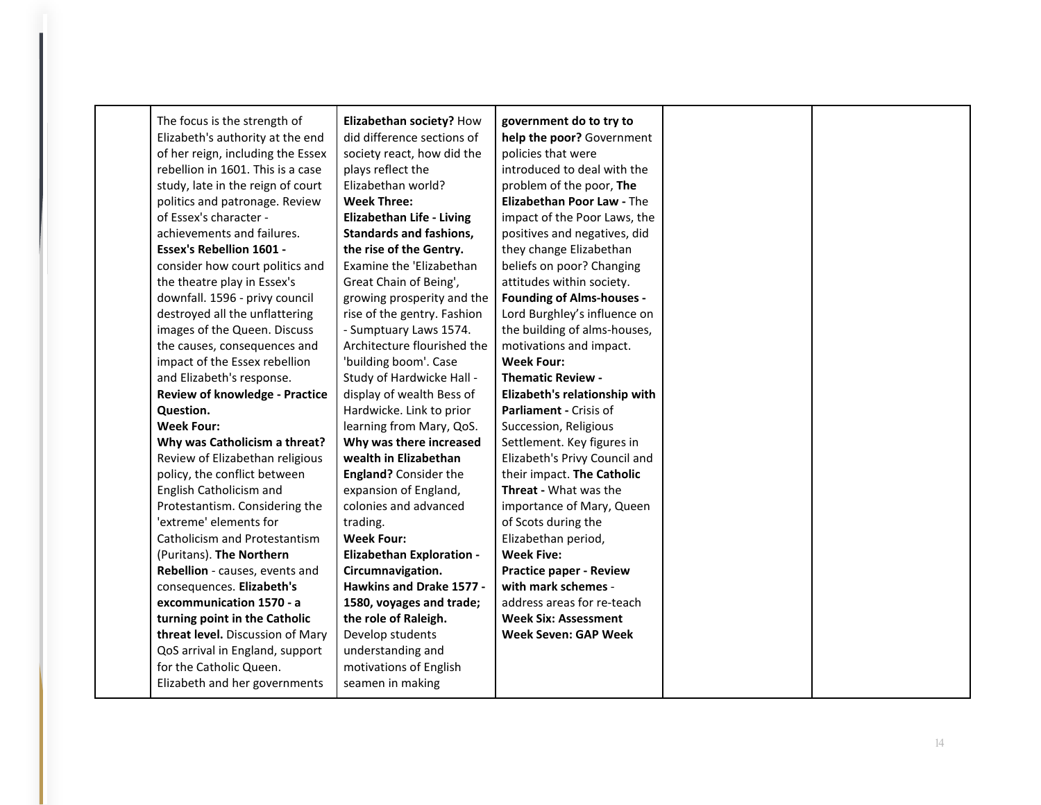| | | | | | |
|---|---|---|---|---|---|
| | The focus is the strength of Elizabeth's authority at the end of her reign, including the Essex rebellion in 1601. This is a case study, late in the reign of court politics and patronage. Review of Essex's character - achievements and failures. **Essex's Rebellion 1601 -** consider how court politics and the theatre play in Essex's downfall. 1596 - privy council destroyed all the unflattering images of the Queen. Discuss the causes, consequences and impact of the Essex rebellion and Elizabeth's response. **Review of knowledge - Practice Question.** **Week Four:** **Why was Catholicism a threat?** Review of Elizabethan religious policy, the conflict between English Catholicism and Protestantism. Considering the 'extreme' elements for Catholicism and Protestantism (Puritans). **The Northern Rebellion** - causes, events and consequences. **Elizabeth's excommunication 1570 - a turning point in the Catholic threat level.** Discussion of Mary QoS arrival in England, support for the Catholic Queen. Elizabeth and her governments | **Elizabethan society?** How did difference sections of society react, how did the plays reflect the Elizabethan world? **Week Three:** **Elizabethan Life - Living Standards and fashions, the rise of the Gentry.** Examine the 'Elizabethan Great Chain of Being', growing prosperity and the rise of the gentry. Fashion - Sumptuary Laws 1574. Architecture flourished the 'building boom'. Case Study of Hardwicke Hall - display of wealth Bess of Hardwicke. Link to prior learning from Mary, QoS. **Why was there increased wealth in Elizabethan England?** Consider the expansion of England, colonies and advanced trading. **Week Four:** **Elizabethan Exploration - Circumnavigation. Hawkins and Drake 1577 - 1580, voyages and trade; the role of Raleigh.** Develop students understanding and motivations of English seamen in making | **government do to try to help the poor?** Government policies that were introduced to deal with the problem of the poor, **The Elizabethan Poor Law -** The impact of the Poor Laws, the positives and negatives, did they change Elizabethan beliefs on poor? Changing attitudes within society. **Founding of Alms-houses -** Lord Burghley's influence on the building of alms-houses, motivations and impact. **Week Four:** **Thematic Review - Elizabeth's relationship with Parliament -** Crisis of Succession, Religious Settlement. Key figures in Elizabeth's Privy Council and their impact. **The Catholic Threat -** What was the importance of Mary, Queen of Scots during the Elizabethan period, **Week Five:** **Practice paper - Review with mark schemes** - address areas for re-teach **Week Six: Assessment** **Week Seven: GAP Week** | | |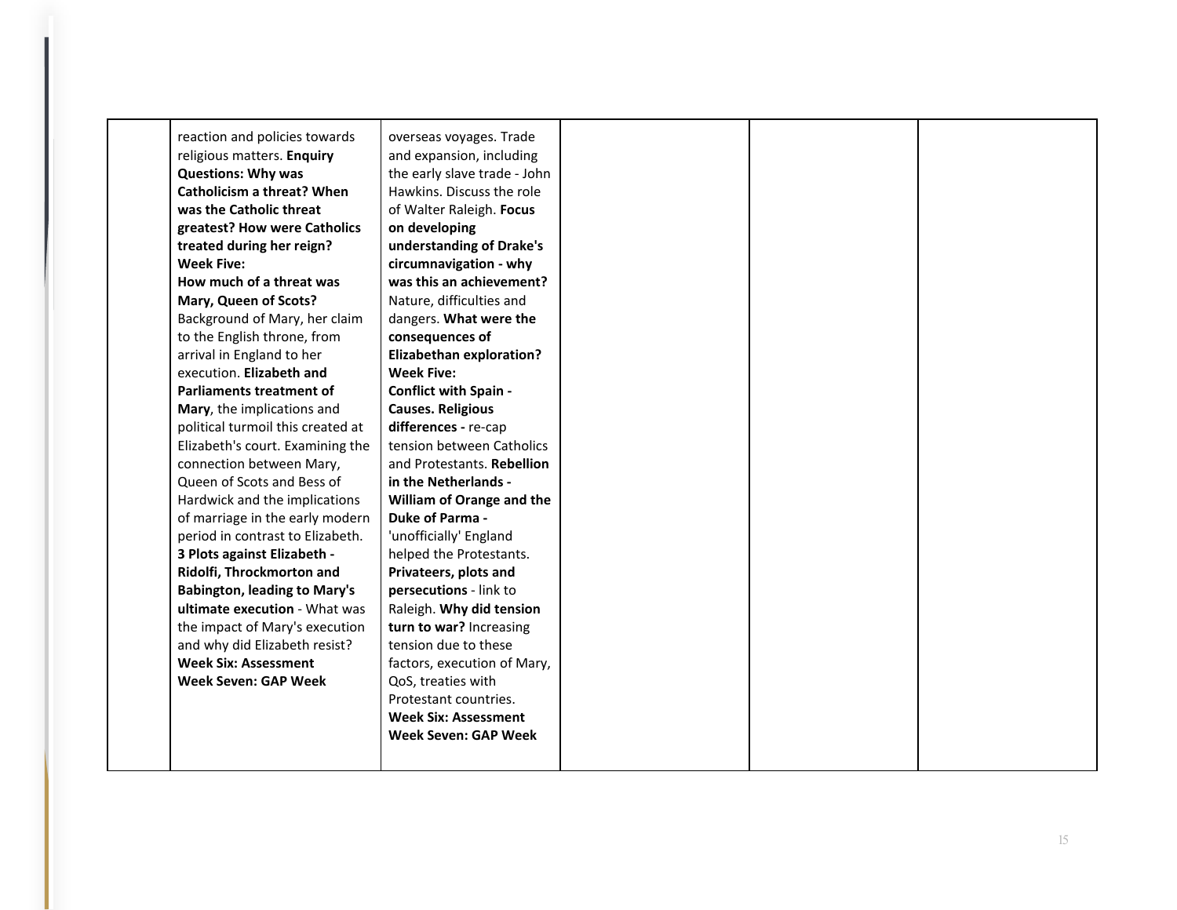|  |  |  |  |  |  |
|---|---|---|---|---|---|
|  | reaction and policies towards religious matters. **Enquiry Questions: Why was Catholicism a threat? When was the Catholic threat greatest? How were Catholics treated during her reign?** **Week Five:** **How much of a threat was Mary, Queen of Scots?** Background of Mary, her claim to the English throne, from arrival in England to her execution. **Elizabeth and Parliaments treatment of Mary**, the implications and political turmoil this created at Elizabeth's court. Examining the connection between Mary, Queen of Scots and Bess of Hardwick and the implications of marriage in the early modern period in contrast to Elizabeth. **3 Plots against Elizabeth - Ridolfi, Throckmorton and Babington, leading to Mary's ultimate execution** - What was the impact of Mary's execution and why did Elizabeth resist? **Week Six: Assessment** **Week Seven: GAP Week** | overseas voyages. Trade and expansion, including the early slave trade - John Hawkins. Discuss the role of Walter Raleigh. **Focus on developing understanding of Drake's circumnavigation - why was this an achievement?** Nature, difficulties and dangers. **What were the consequences of Elizabethan exploration?** **Week Five:** **Conflict with Spain - Causes. Religious differences -** re-cap tension between Catholics and Protestants. **Rebellion in the Netherlands - William of Orange and the Duke of Parma -** 'unofficially' England helped the Protestants. **Privateers, plots and persecutions** - link to Raleigh. **Why did tension turn to war?** Increasing tension due to these factors, execution of Mary, QoS, treaties with Protestant countries. **Week Six: Assessment** **Week Seven: GAP Week** |  |  |  |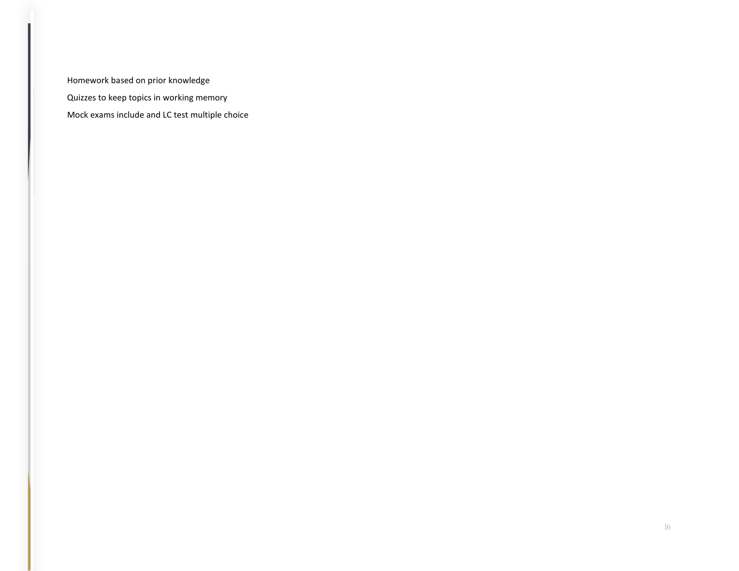Homework based on prior knowledge

Quizzes to keep topics in working memory

Mock exams include and LC test multiple choice